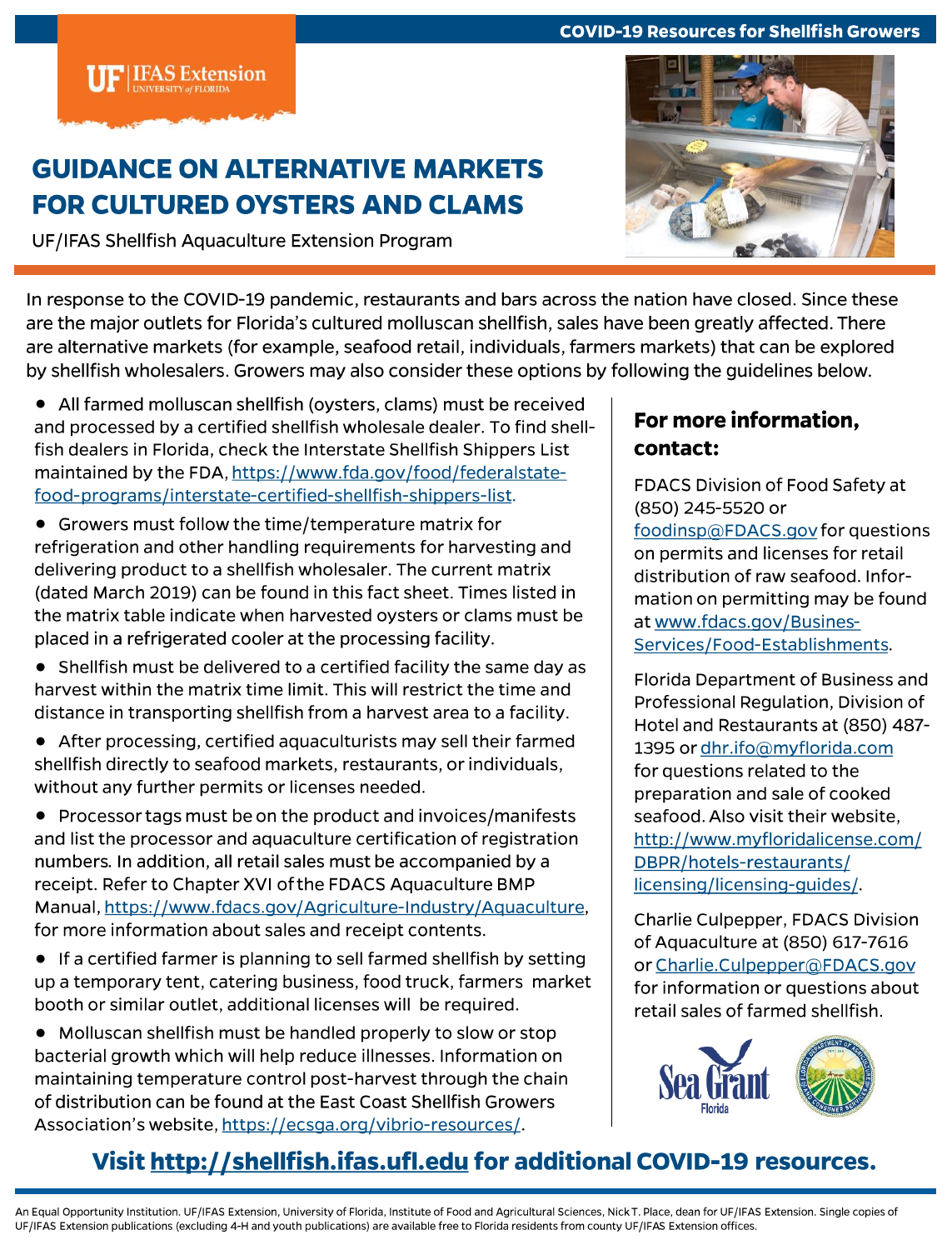COVID-19 Resources for Shellfish Growers

UF | IFAS Extension UNIVERSITY of FLORIDA

# GUIDANCE ON ALTERNATIVE MARKETS FOR CULTURED OYSTERS AND CLAMS

UF/IFAS Shellfish Aquaculture Extension Program

In response to the COVID-19 pandemic, restaurants and bars across the nation have closed. Since these are the major outlets for Florida's cultured molluscan shellfish, sales have been greatly affected. There are alternative markets (for example, seafood retail, individuals, farmers markets) that can be explored by shellfish wholesalers. Growers may also consider these options by following the guidelines below.

- All farmed molluscan shellfish (oysters, clams) must be received and processed by a certified shellfish wholesale dealer. To find shellfish dealers in Florida, check the Interstate Shellfish Shippers List maintained by the FDA, https://www.fda.gov/food/federalstate-food-programs/interstate-certified-shellfish-shippers-list.
- Growers must follow the time/temperature matrix for refrigeration and other handling requirements for harvesting and delivering product to a shellfish wholesaler. The current matrix (dated March 2019) can be found in this fact sheet. Times listed in the matrix table indicate when harvested oysters or clams must be placed in a refrigerated cooler at the processing facility.
- Shellfish must be delivered to a certified facility the same day as harvest within the matrix time limit. This will restrict the time and distance in transporting shellfish from a harvest area to a facility.
- After processing, certified aquaculturists may sell their farmed shellfish directly to seafood markets, restaurants, or individuals, without any further permits or licenses needed.
- Processor tags must be on the product and invoices/manifests and list the processor and aquaculture certification of registration numbers. In addition, all retail sales must be accompanied by a receipt. Refer to Chapter XVI of the FDACS Aquaculture BMP Manual, https://www.fdacs.gov/Agriculture-Industry/Aquaculture, for more information about sales and receipt contents.
- If a certified farmer is planning to sell farmed shellfish by setting up a temporary tent, catering business, food truck, farmers market booth or similar outlet, additional licenses will be required.
- Molluscan shellfish must be handled properly to slow or stop bacterial growth which will help reduce illnesses. Information on maintaining temperature control post-harvest through the chain of distribution can be found at the East Coast Shellfish Growers Association's website, https://ecsga.org/vibrio-resources/.

## For more information, contact:

FDACS Division of Food Safety at (850) 245-5520 or foodinsp@FDACS.gov for questions on permits and licenses for retail distribution of raw seafood. Information on permitting may be found at www.fdacs.gov/Business-Services/Food-Establishments.

Florida Department of Business and Professional Regulation, Division of Hotel and Restaurants at (850) 487-1395 or dhr.ifo@myflorida.com for questions related to the preparation and sale of cooked seafood. Also visit their website, http://www.myfloridalicense.com/DBPR/hotels-restaurants/licensing/licensing-guides/.

Charlie Culpepper, FDACS Division of Aquaculture at (850) 617-7616 or Charlie.Culpepper@FDACS.gov for information or questions about retail sales of farmed shellfish.

Sea Grant Florida

**Visit http://shellfish.ifas.ufl.edu for additional COVID-19 resources.**

An Equal Opportunity Institution. UF/IFAS Extension, University of Florida, Institute of Food and Agricultural Sciences, Nick T. Place, dean for UF/IFAS Extension. Single copies of UF/IFAS Extension publications (excluding 4-H and youth publications) are available free to Florida residents from county UF/IFAS Extension offices.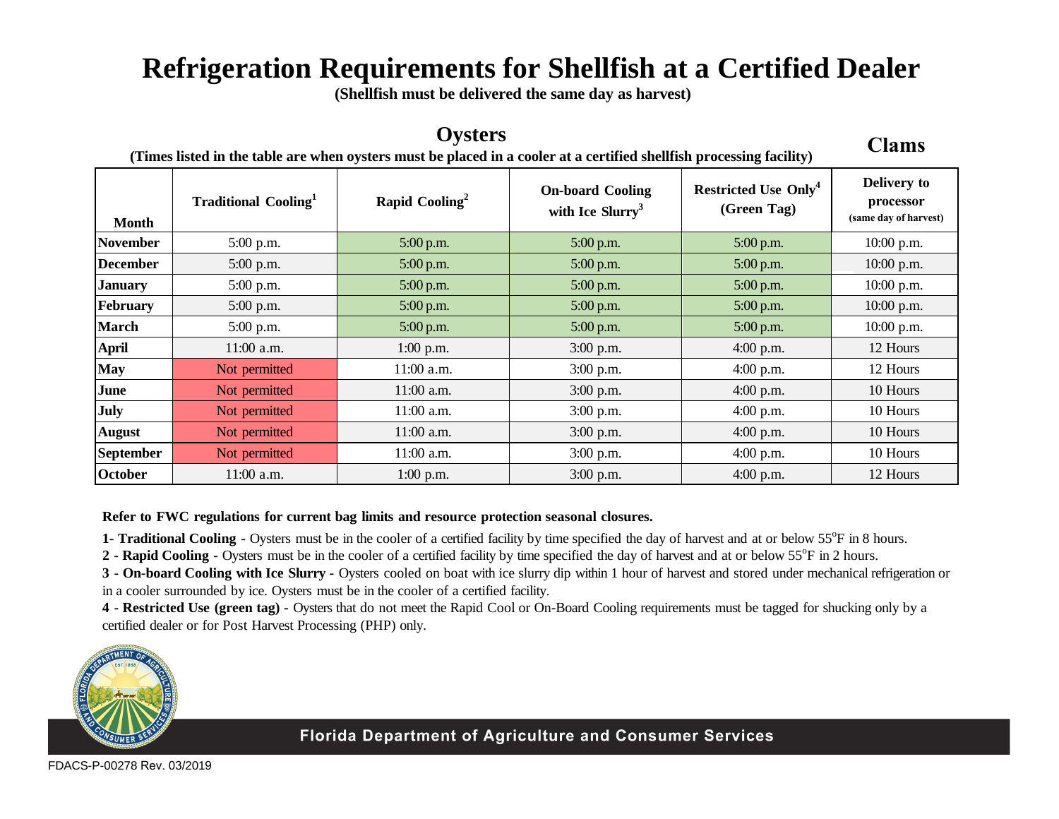# Refrigeration Requirements for Shellfish at a Certified Dealer

**(Shellfish must be delivered the same day as harvest)**

## Oysters

**(Times listed in the table are when oysters must be placed in a cooler at a certified shellfish processing facility)**

## Clams

| Month | Traditional Cooling[1] | Rapid Cooling[2] | On-board Cooling with Ice Slurry[3] | Restricted Use Only[4] (Green Tag) | Delivery to processor (same day of harvest) |
|---|---|---|---|---|---|
| **November** | 5:00 p.m. | 5:00 p.m. | 5:00 p.m. | 5:00 p.m. | 10:00 p.m. |
| **December** | 5:00 p.m. | 5:00 p.m. | 5:00 p.m. | 5:00 p.m. | 10:00 p.m. |
| **January** | 5:00 p.m. | 5:00 p.m. | 5:00 p.m. | 5:00 p.m. | 10:00 p.m. |
| **February** | 5:00 p.m. | 5:00 p.m. | 5:00 p.m. | 5:00 p.m. | 10:00 p.m. |
| **March** | 5:00 p.m. | 5:00 p.m. | 5:00 p.m. | 5:00 p.m. | 10:00 p.m. |
| **April** | 11:00 a.m. | 1:00 p.m. | 3:00 p.m. | 4:00 p.m. | 12 Hours |
| **May** | Not permitted | 11:00 a.m. | 3:00 p.m. | 4:00 p.m. | 12 Hours |
| **June** | Not permitted | 11:00 a.m. | 3:00 p.m. | 4:00 p.m. | 10 Hours |
| **July** | Not permitted | 11:00 a.m. | 3:00 p.m. | 4:00 p.m. | 10 Hours |
| **August** | Not permitted | 11:00 a.m. | 3:00 p.m. | 4:00 p.m. | 10 Hours |
| **September** | Not permitted | 11:00 a.m. | 3:00 p.m. | 4:00 p.m. | 10 Hours |
| **October** | 11:00 a.m. | 1:00 p.m. | 3:00 p.m. | 4:00 p.m. | 12 Hours |

**Refer to FWC regulations for current bag limits and resource protection seasonal closures.**

**1- Traditional Cooling -** Oysters must be in the cooler of a certified facility by time specified the day of harvest and at or below 55°F in 8 hours.

**2 - Rapid Cooling -** Oysters must be in the cooler of a certified facility by time specified the day of harvest and at or below 55°F in 2 hours.

**3 - On-board Cooling with Ice Slurry -** Oysters cooled on boat with ice slurry dip within 1 hour of harvest and stored under mechanical refrigeration or in a cooler surrounded by ice. Oysters must be in the cooler of a certified facility.

**4 - Restricted Use (green tag) -** Oysters that do not meet the Rapid Cool or On-Board Cooling requirements must be tagged for shucking only by a certified dealer or for Post Harvest Processing (PHP) only.

**Florida Department of Agriculture and Consumer Services**

FDACS-P-00278 Rev. 03/2019